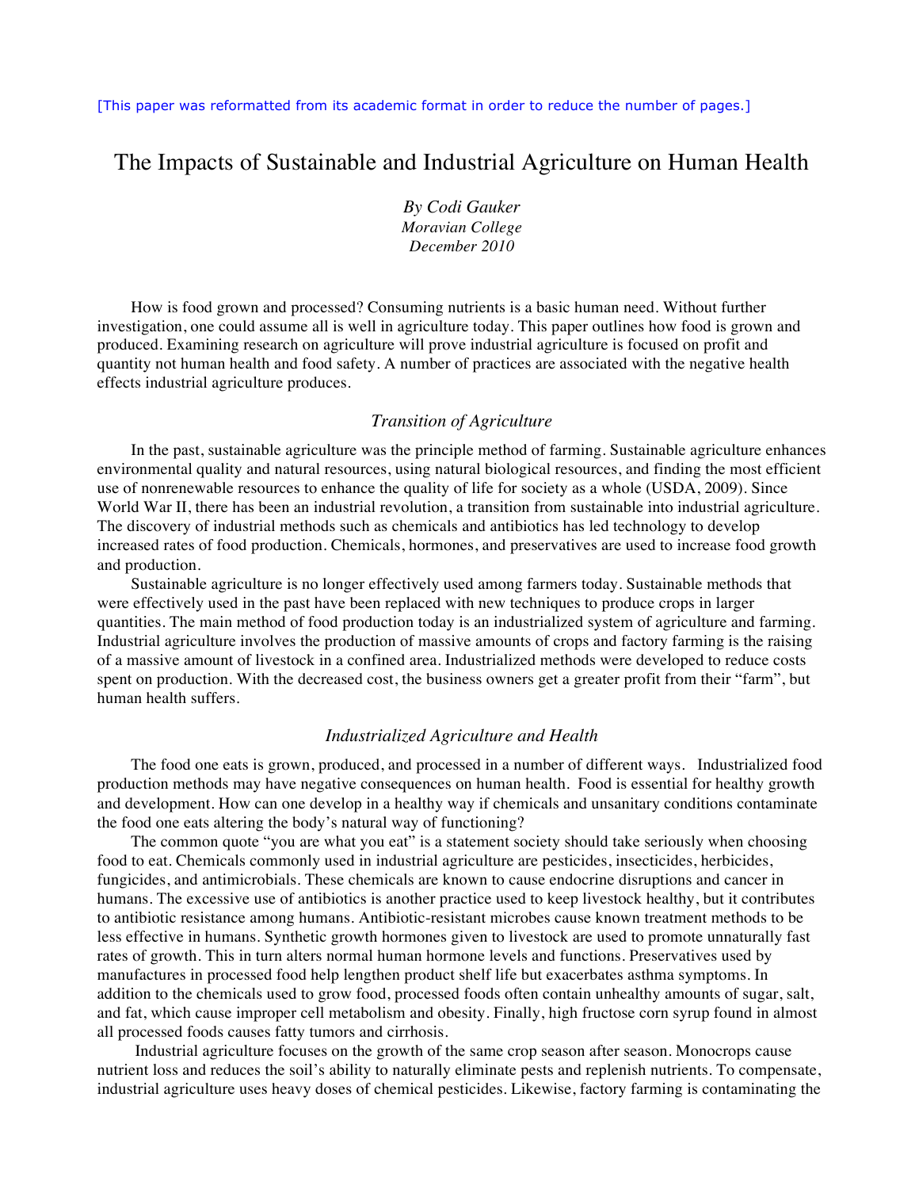[This paper was reformatted from its academic format in order to reduce the number of pages.]

# The Impacts of Sustainable and Industrial Agriculture on Human Health

*By Codi Gauker*
*Moravian College*
*December 2010*

How is food grown and processed? Consuming nutrients is a basic human need. Without further investigation, one could assume all is well in agriculture today. This paper outlines how food is grown and produced. Examining research on agriculture will prove industrial agriculture is focused on profit and quantity not human health and food safety. A number of practices are associated with the negative health effects industrial agriculture produces.

## *Transition of Agriculture*

In the past, sustainable agriculture was the principle method of farming. Sustainable agriculture enhances environmental quality and natural resources, using natural biological resources, and finding the most efficient use of nonrenewable resources to enhance the quality of life for society as a whole (USDA, 2009). Since World War II, there has been an industrial revolution, a transition from sustainable into industrial agriculture. The discovery of industrial methods such as chemicals and antibiotics has led technology to develop increased rates of food production. Chemicals, hormones, and preservatives are used to increase food growth and production.

Sustainable agriculture is no longer effectively used among farmers today. Sustainable methods that were effectively used in the past have been replaced with new techniques to produce crops in larger quantities. The main method of food production today is an industrialized system of agriculture and farming. Industrial agriculture involves the production of massive amounts of crops and factory farming is the raising of a massive amount of livestock in a confined area. Industrialized methods were developed to reduce costs spent on production. With the decreased cost, the business owners get a greater profit from their "farm", but human health suffers.

## *Industrialized Agriculture and Health*

The food one eats is grown, produced, and processed in a number of different ways. Industrialized food production methods may have negative consequences on human health. Food is essential for healthy growth and development. How can one develop in a healthy way if chemicals and unsanitary conditions contaminate the food one eats altering the body's natural way of functioning?

The common quote "you are what you eat" is a statement society should take seriously when choosing food to eat. Chemicals commonly used in industrial agriculture are pesticides, insecticides, herbicides, fungicides, and antimicrobials. These chemicals are known to cause endocrine disruptions and cancer in humans. The excessive use of antibiotics is another practice used to keep livestock healthy, but it contributes to antibiotic resistance among humans. Antibiotic-resistant microbes cause known treatment methods to be less effective in humans. Synthetic growth hormones given to livestock are used to promote unnaturally fast rates of growth. This in turn alters normal human hormone levels and functions. Preservatives used by manufactures in processed food help lengthen product shelf life but exacerbates asthma symptoms. In addition to the chemicals used to grow food, processed foods often contain unhealthy amounts of sugar, salt, and fat, which cause improper cell metabolism and obesity. Finally, high fructose corn syrup found in almost all processed foods causes fatty tumors and cirrhosis.

Industrial agriculture focuses on the growth of the same crop season after season. Monocrops cause nutrient loss and reduces the soil's ability to naturally eliminate pests and replenish nutrients. To compensate, industrial agriculture uses heavy doses of chemical pesticides. Likewise, factory farming is contaminating the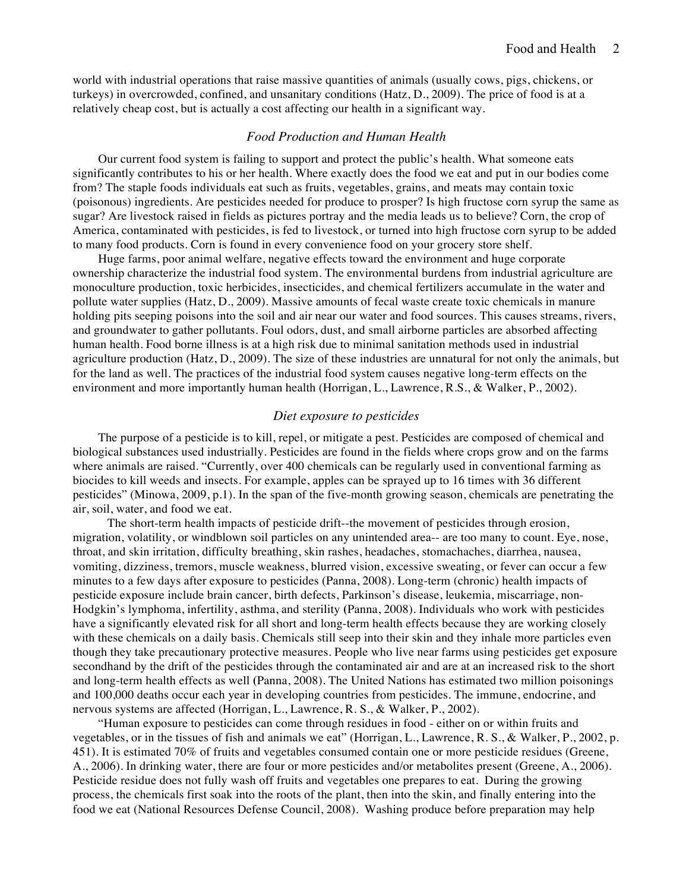world with industrial operations that raise massive quantities of animals (usually cows, pigs, chickens, or turkeys) in overcrowded, confined, and unsanitary conditions (Hatz, D., 2009). The price of food is at a relatively cheap cost, but is actually a cost affecting our health in a significant way.

### *Food Production and Human Health*

Our current food system is failing to support and protect the public's health. What someone eats significantly contributes to his or her health. Where exactly does the food we eat and put in our bodies come from? The staple foods individuals eat such as fruits, vegetables, grains, and meats may contain toxic (poisonous) ingredients. Are pesticides needed for produce to prosper? Is high fructose corn syrup the same as sugar? Are livestock raised in fields as pictures portray and the media leads us to believe? Corn, the crop of America, contaminated with pesticides, is fed to livestock, or turned into high fructose corn syrup to be added to many food products. Corn is found in every convenience food on your grocery store shelf.

Huge farms, poor animal welfare, negative effects toward the environment and huge corporate ownership characterize the industrial food system. The environmental burdens from industrial agriculture are monoculture production, toxic herbicides, insecticides, and chemical fertilizers accumulate in the water and pollute water supplies (Hatz, D., 2009). Massive amounts of fecal waste create toxic chemicals in manure holding pits seeping poisons into the soil and air near our water and food sources. This causes streams, rivers, and groundwater to gather pollutants. Foul odors, dust, and small airborne particles are absorbed affecting human health. Food borne illness is at a high risk due to minimal sanitation methods used in industrial agriculture production (Hatz, D., 2009). The size of these industries are unnatural for not only the animals, but for the land as well. The practices of the industrial food system causes negative long-term effects on the environment and more importantly human health (Horrigan, L., Lawrence, R.S., & Walker, P., 2002).

### *Diet exposure to pesticides*

The purpose of a pesticide is to kill, repel, or mitigate a pest. Pesticides are composed of chemical and biological substances used industrially. Pesticides are found in the fields where crops grow and on the farms where animals are raised. "Currently, over 400 chemicals can be regularly used in conventional farming as biocides to kill weeds and insects. For example, apples can be sprayed up to 16 times with 36 different pesticides" (Minowa, 2009, p.1). In the span of the five-month growing season, chemicals are penetrating the air, soil, water, and food we eat.

The short-term health impacts of pesticide drift--the movement of pesticides through erosion, migration, volatility, or windblown soil particles on any unintended area-- are too many to count. Eye, nose, throat, and skin irritation, difficulty breathing, skin rashes, headaches, stomachaches, diarrhea, nausea, vomiting, dizziness, tremors, muscle weakness, blurred vision, excessive sweating, or fever can occur a few minutes to a few days after exposure to pesticides (Panna, 2008). Long-term (chronic) health impacts of pesticide exposure include brain cancer, birth defects, Parkinson's disease, leukemia, miscarriage, non-Hodgkin's lymphoma, infertility, asthma, and sterility (Panna, 2008). Individuals who work with pesticides have a significantly elevated risk for all short and long-term health effects because they are working closely with these chemicals on a daily basis. Chemicals still seep into their skin and they inhale more particles even though they take precautionary protective measures. People who live near farms using pesticides get exposure secondhand by the drift of the pesticides through the contaminated air and are at an increased risk to the short and long-term health effects as well (Panna, 2008). The United Nations has estimated two million poisonings and 100,000 deaths occur each year in developing countries from pesticides. The immune, endocrine, and nervous systems are affected (Horrigan, L., Lawrence, R. S., & Walker, P., 2002).

"Human exposure to pesticides can come through residues in food - either on or within fruits and vegetables, or in the tissues of fish and animals we eat" (Horrigan, L., Lawrence, R. S., & Walker, P., 2002, p. 451). It is estimated 70% of fruits and vegetables consumed contain one or more pesticide residues (Greene, A., 2006). In drinking water, there are four or more pesticides and/or metabolites present (Greene, A., 2006). Pesticide residue does not fully wash off fruits and vegetables one prepares to eat. During the growing process, the chemicals first soak into the roots of the plant, then into the skin, and finally entering into the food we eat (National Resources Defense Council, 2008). Washing produce before preparation may help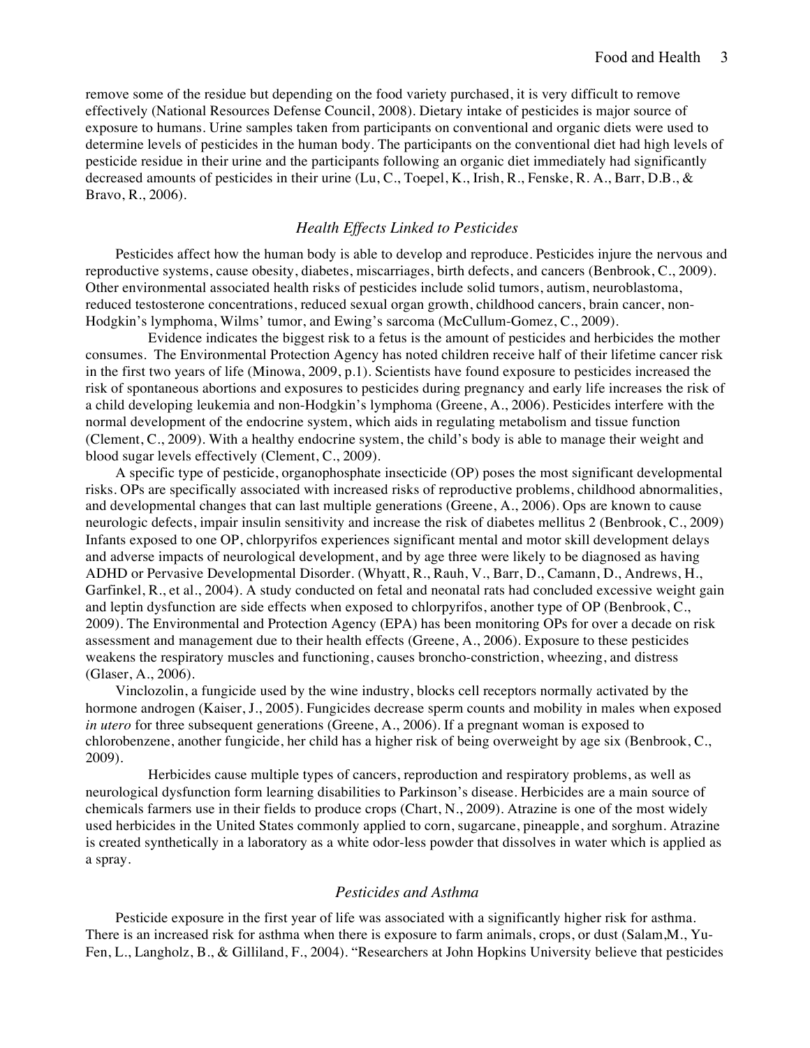remove some of the residue but depending on the food variety purchased, it is very difficult to remove effectively (National Resources Defense Council, 2008). Dietary intake of pesticides is major source of exposure to humans. Urine samples taken from participants on conventional and organic diets were used to determine levels of pesticides in the human body. The participants on the conventional diet had high levels of pesticide residue in their urine and the participants following an organic diet immediately had significantly decreased amounts of pesticides in their urine (Lu, C., Toepel, K., Irish, R., Fenske, R. A., Barr, D.B., & Bravo, R., 2006).

## *Health Effects Linked to Pesticides*

Pesticides affect how the human body is able to develop and reproduce. Pesticides injure the nervous and reproductive systems, cause obesity, diabetes, miscarriages, birth defects, and cancers (Benbrook, C., 2009). Other environmental associated health risks of pesticides include solid tumors, autism, neuroblastoma, reduced testosterone concentrations, reduced sexual organ growth, childhood cancers, brain cancer, non-Hodgkin's lymphoma, Wilms' tumor, and Ewing's sarcoma (McCullum-Gomez, C., 2009).

Evidence indicates the biggest risk to a fetus is the amount of pesticides and herbicides the mother consumes. The Environmental Protection Agency has noted children receive half of their lifetime cancer risk in the first two years of life (Minowa, 2009, p.1). Scientists have found exposure to pesticides increased the risk of spontaneous abortions and exposures to pesticides during pregnancy and early life increases the risk of a child developing leukemia and non-Hodgkin's lymphoma (Greene, A., 2006). Pesticides interfere with the normal development of the endocrine system, which aids in regulating metabolism and tissue function (Clement, C., 2009). With a healthy endocrine system, the child's body is able to manage their weight and blood sugar levels effectively (Clement, C., 2009).

A specific type of pesticide, organophosphate insecticide (OP) poses the most significant developmental risks. OPs are specifically associated with increased risks of reproductive problems, childhood abnormalities, and developmental changes that can last multiple generations (Greene, A., 2006). Ops are known to cause neurologic defects, impair insulin sensitivity and increase the risk of diabetes mellitus 2 (Benbrook, C., 2009) Infants exposed to one OP, chlorpyrifos experiences significant mental and motor skill development delays and adverse impacts of neurological development, and by age three were likely to be diagnosed as having ADHD or Pervasive Developmental Disorder. (Whyatt, R., Rauh, V., Barr, D., Camann, D., Andrews, H., Garfinkel, R., et al., 2004). A study conducted on fetal and neonatal rats had concluded excessive weight gain and leptin dysfunction are side effects when exposed to chlorpyrifos, another type of OP (Benbrook, C., 2009). The Environmental and Protection Agency (EPA) has been monitoring OPs for over a decade on risk assessment and management due to their health effects (Greene, A., 2006). Exposure to these pesticides weakens the respiratory muscles and functioning, causes broncho-constriction, wheezing, and distress (Glaser, A., 2006).

Vinclozolin, a fungicide used by the wine industry, blocks cell receptors normally activated by the hormone androgen (Kaiser, J., 2005). Fungicides decrease sperm counts and mobility in males when exposed *in utero* for three subsequent generations (Greene, A., 2006). If a pregnant woman is exposed to chlorobenzene, another fungicide, her child has a higher risk of being overweight by age six (Benbrook, C., 2009).

Herbicides cause multiple types of cancers, reproduction and respiratory problems, as well as neurological dysfunction form learning disabilities to Parkinson's disease. Herbicides are a main source of chemicals farmers use in their fields to produce crops (Chart, N., 2009). Atrazine is one of the most widely used herbicides in the United States commonly applied to corn, sugarcane, pineapple, and sorghum. Atrazine is created synthetically in a laboratory as a white odor-less powder that dissolves in water which is applied as a spray.

## *Pesticides and Asthma*

Pesticide exposure in the first year of life was associated with a significantly higher risk for asthma. There is an increased risk for asthma when there is exposure to farm animals, crops, or dust (Salam,M., Yu-Fen, L., Langholz, B., & Gilliland, F., 2004). "Researchers at John Hopkins University believe that pesticides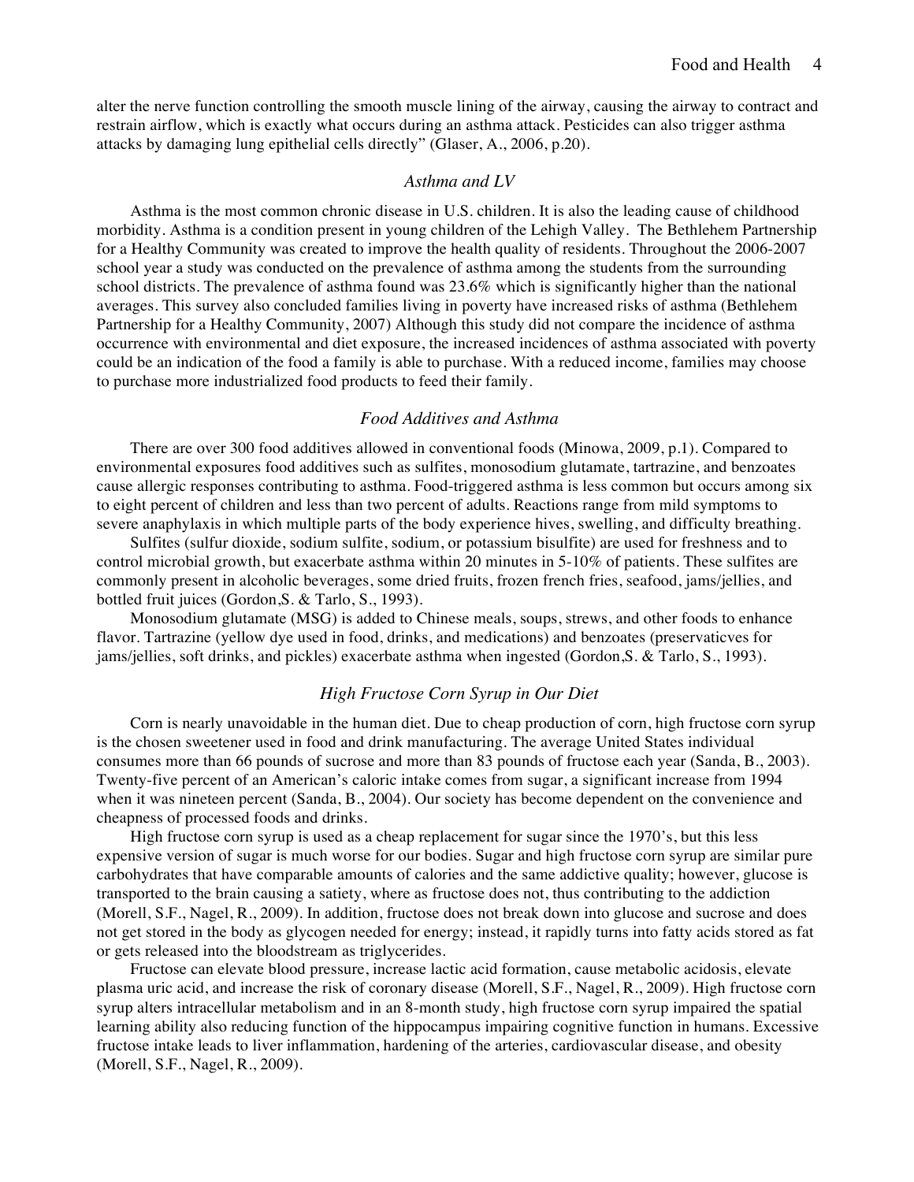alter the nerve function controlling the smooth muscle lining of the airway, causing the airway to contract and restrain airflow, which is exactly what occurs during an asthma attack. Pesticides can also trigger asthma attacks by damaging lung epithelial cells directly" (Glaser, A., 2006, p.20).

### *Asthma and LV*

Asthma is the most common chronic disease in U.S. children. It is also the leading cause of childhood morbidity. Asthma is a condition present in young children of the Lehigh Valley. The Bethlehem Partnership for a Healthy Community was created to improve the health quality of residents. Throughout the 2006-2007 school year a study was conducted on the prevalence of asthma among the students from the surrounding school districts. The prevalence of asthma found was 23.6% which is significantly higher than the national averages. This survey also concluded families living in poverty have increased risks of asthma (Bethlehem Partnership for a Healthy Community, 2007) Although this study did not compare the incidence of asthma occurrence with environmental and diet exposure, the increased incidences of asthma associated with poverty could be an indication of the food a family is able to purchase. With a reduced income, families may choose to purchase more industrialized food products to feed their family.

### *Food Additives and Asthma*

There are over 300 food additives allowed in conventional foods (Minowa, 2009, p.1). Compared to environmental exposures food additives such as sulfites, monosodium glutamate, tartrazine, and benzoates cause allergic responses contributing to asthma. Food-triggered asthma is less common but occurs among six to eight percent of children and less than two percent of adults. Reactions range from mild symptoms to severe anaphylaxis in which multiple parts of the body experience hives, swelling, and difficulty breathing.

Sulfites (sulfur dioxide, sodium sulfite, sodium, or potassium bisulfite) are used for freshness and to control microbial growth, but exacerbate asthma within 20 minutes in 5-10% of patients. These sulfites are commonly present in alcoholic beverages, some dried fruits, frozen french fries, seafood, jams/jellies, and bottled fruit juices (Gordon,S. & Tarlo, S., 1993).

Monosodium glutamate (MSG) is added to Chinese meals, soups, strews, and other foods to enhance flavor. Tartrazine (yellow dye used in food, drinks, and medications) and benzoates (preservaticves for jams/jellies, soft drinks, and pickles) exacerbate asthma when ingested (Gordon,S. & Tarlo, S., 1993).

### *High Fructose Corn Syrup in Our Diet*

Corn is nearly unavoidable in the human diet. Due to cheap production of corn, high fructose corn syrup is the chosen sweetener used in food and drink manufacturing. The average United States individual consumes more than 66 pounds of sucrose and more than 83 pounds of fructose each year (Sanda, B., 2003). Twenty-five percent of an American's caloric intake comes from sugar, a significant increase from 1994 when it was nineteen percent (Sanda, B., 2004). Our society has become dependent on the convenience and cheapness of processed foods and drinks.

High fructose corn syrup is used as a cheap replacement for sugar since the 1970's, but this less expensive version of sugar is much worse for our bodies. Sugar and high fructose corn syrup are similar pure carbohydrates that have comparable amounts of calories and the same addictive quality; however, glucose is transported to the brain causing a satiety, where as fructose does not, thus contributing to the addiction (Morell, S.F., Nagel, R., 2009). In addition, fructose does not break down into glucose and sucrose and does not get stored in the body as glycogen needed for energy; instead, it rapidly turns into fatty acids stored as fat or gets released into the bloodstream as triglycerides.

Fructose can elevate blood pressure, increase lactic acid formation, cause metabolic acidosis, elevate plasma uric acid, and increase the risk of coronary disease (Morell, S.F., Nagel, R., 2009). High fructose corn syrup alters intracellular metabolism and in an 8-month study, high fructose corn syrup impaired the spatial learning ability also reducing function of the hippocampus impairing cognitive function in humans. Excessive fructose intake leads to liver inflammation, hardening of the arteries, cardiovascular disease, and obesity (Morell, S.F., Nagel, R., 2009).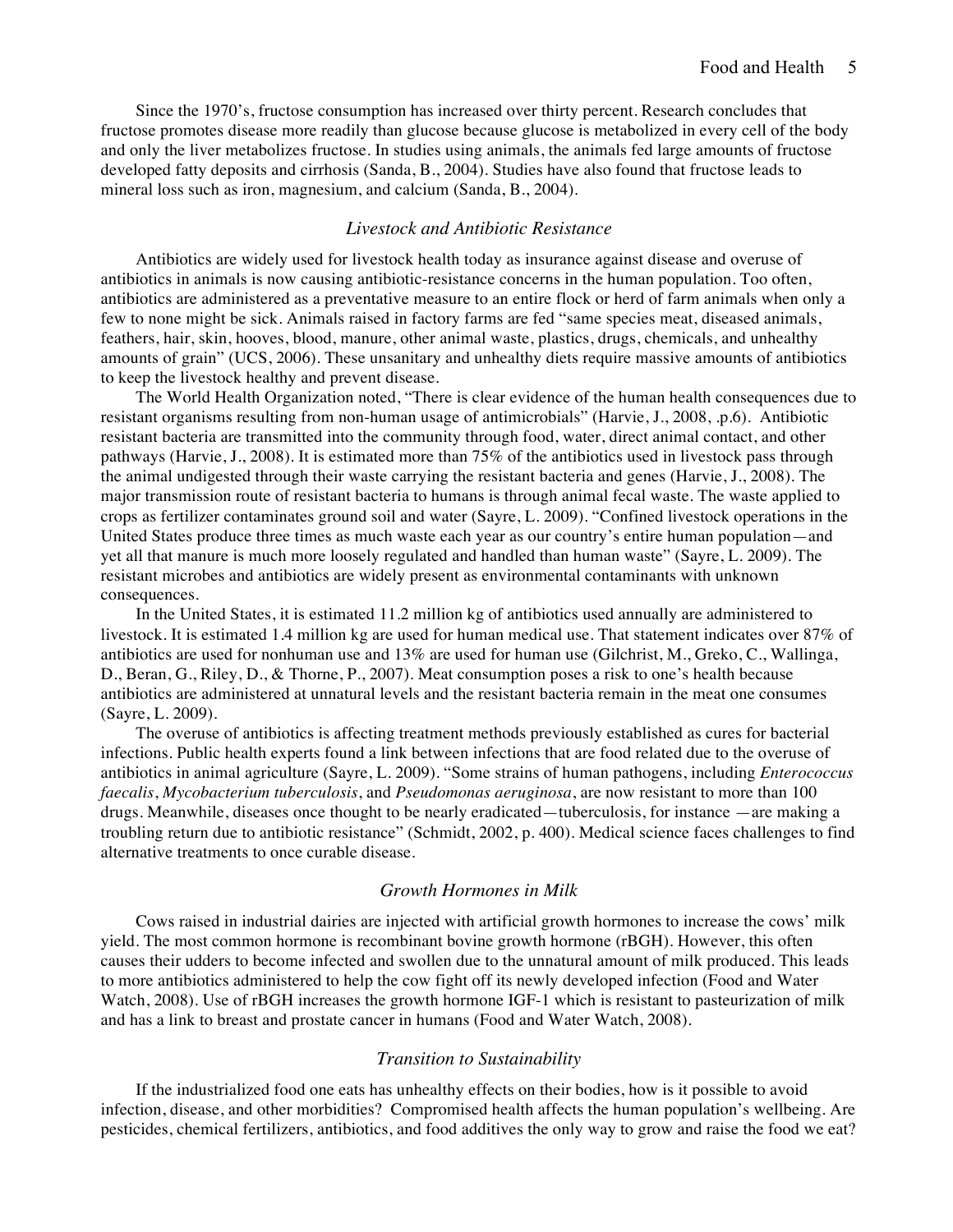Since the 1970's, fructose consumption has increased over thirty percent. Research concludes that fructose promotes disease more readily than glucose because glucose is metabolized in every cell of the body and only the liver metabolizes fructose. In studies using animals, the animals fed large amounts of fructose developed fatty deposits and cirrhosis (Sanda, B., 2004). Studies have also found that fructose leads to mineral loss such as iron, magnesium, and calcium (Sanda, B., 2004).

### *Livestock and Antibiotic Resistance*

Antibiotics are widely used for livestock health today as insurance against disease and overuse of antibiotics in animals is now causing antibiotic-resistance concerns in the human population. Too often, antibiotics are administered as a preventative measure to an entire flock or herd of farm animals when only a few to none might be sick. Animals raised in factory farms are fed "same species meat, diseased animals, feathers, hair, skin, hooves, blood, manure, other animal waste, plastics, drugs, chemicals, and unhealthy amounts of grain" (UCS, 2006). These unsanitary and unhealthy diets require massive amounts of antibiotics to keep the livestock healthy and prevent disease.

The World Health Organization noted, "There is clear evidence of the human health consequences due to resistant organisms resulting from non-human usage of antimicrobials" (Harvie, J., 2008, .p.6). Antibiotic resistant bacteria are transmitted into the community through food, water, direct animal contact, and other pathways (Harvie, J., 2008). It is estimated more than 75% of the antibiotics used in livestock pass through the animal undigested through their waste carrying the resistant bacteria and genes (Harvie, J., 2008). The major transmission route of resistant bacteria to humans is through animal fecal waste. The waste applied to crops as fertilizer contaminates ground soil and water (Sayre, L. 2009). "Confined livestock operations in the United States produce three times as much waste each year as our country's entire human population—and yet all that manure is much more loosely regulated and handled than human waste" (Sayre, L. 2009). The resistant microbes and antibiotics are widely present as environmental contaminants with unknown consequences.

In the United States, it is estimated 11.2 million kg of antibiotics used annually are administered to livestock. It is estimated 1.4 million kg are used for human medical use. That statement indicates over 87% of antibiotics are used for nonhuman use and 13% are used for human use (Gilchrist, M., Greko, C., Wallinga, D., Beran, G., Riley, D., & Thorne, P., 2007). Meat consumption poses a risk to one's health because antibiotics are administered at unnatural levels and the resistant bacteria remain in the meat one consumes (Sayre, L. 2009).

The overuse of antibiotics is affecting treatment methods previously established as cures for bacterial infections. Public health experts found a link between infections that are food related due to the overuse of antibiotics in animal agriculture (Sayre, L. 2009). "Some strains of human pathogens, including *Enterococcus faecalis*, *Mycobacterium tuberculosis*, and *Pseudomonas aeruginosa*, are now resistant to more than 100 drugs. Meanwhile, diseases once thought to be nearly eradicated—tuberculosis, for instance —are making a troubling return due to antibiotic resistance" (Schmidt, 2002, p. 400). Medical science faces challenges to find alternative treatments to once curable disease.

### *Growth Hormones in Milk*

Cows raised in industrial dairies are injected with artificial growth hormones to increase the cows' milk yield. The most common hormone is recombinant bovine growth hormone (rBGH). However, this often causes their udders to become infected and swollen due to the unnatural amount of milk produced. This leads to more antibiotics administered to help the cow fight off its newly developed infection (Food and Water Watch, 2008). Use of rBGH increases the growth hormone IGF-1 which is resistant to pasteurization of milk and has a link to breast and prostate cancer in humans (Food and Water Watch, 2008).

### *Transition to Sustainability*

If the industrialized food one eats has unhealthy effects on their bodies, how is it possible to avoid infection, disease, and other morbidities? Compromised health affects the human population's wellbeing. Are pesticides, chemical fertilizers, antibiotics, and food additives the only way to grow and raise the food we eat?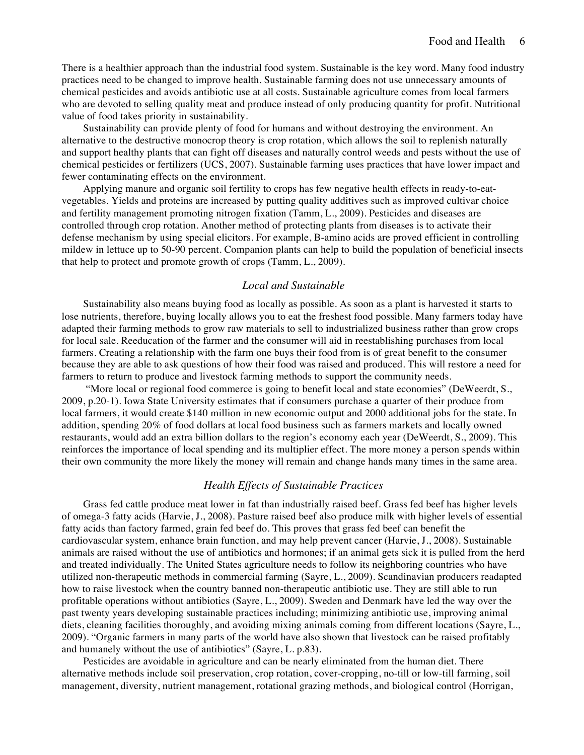There is a healthier approach than the industrial food system. Sustainable is the key word. Many food industry practices need to be changed to improve health. Sustainable farming does not use unnecessary amounts of chemical pesticides and avoids antibiotic use at all costs. Sustainable agriculture comes from local farmers who are devoted to selling quality meat and produce instead of only producing quantity for profit. Nutritional value of food takes priority in sustainability.

Sustainability can provide plenty of food for humans and without destroying the environment. An alternative to the destructive monocrop theory is crop rotation, which allows the soil to replenish naturally and support healthy plants that can fight off diseases and naturally control weeds and pests without the use of chemical pesticides or fertilizers (UCS, 2007). Sustainable farming uses practices that have lower impact and fewer contaminating effects on the environment.

Applying manure and organic soil fertility to crops has few negative health effects in ready-to-eat-vegetables. Yields and proteins are increased by putting quality additives such as improved cultivar choice and fertility management promoting nitrogen fixation (Tamm, L., 2009). Pesticides and diseases are controlled through crop rotation. Another method of protecting plants from diseases is to activate their defense mechanism by using special elicitors. For example, B-amino acids are proved efficient in controlling mildew in lettuce up to 50-90 percent. Companion plants can help to build the population of beneficial insects that help to protect and promote growth of crops (Tamm, L., 2009).

### *Local and Sustainable*

Sustainability also means buying food as locally as possible. As soon as a plant is harvested it starts to lose nutrients, therefore, buying locally allows you to eat the freshest food possible. Many farmers today have adapted their farming methods to grow raw materials to sell to industrialized business rather than grow crops for local sale. Reeducation of the farmer and the consumer will aid in reestablishing purchases from local farmers. Creating a relationship with the farm one buys their food from is of great benefit to the consumer because they are able to ask questions of how their food was raised and produced. This will restore a need for farmers to return to produce and livestock farming methods to support the community needs.

"More local or regional food commerce is going to benefit local and state economies" (DeWeerdt, S., 2009, p.20-1). Iowa State University estimates that if consumers purchase a quarter of their produce from local farmers, it would create \$140 million in new economic output and 2000 additional jobs for the state. In addition, spending 20% of food dollars at local food business such as farmers markets and locally owned restaurants, would add an extra billion dollars to the region's economy each year (DeWeerdt, S., 2009). This reinforces the importance of local spending and its multiplier effect. The more money a person spends within their own community the more likely the money will remain and change hands many times in the same area.

### *Health Effects of Sustainable Practices*

Grass fed cattle produce meat lower in fat than industrially raised beef. Grass fed beef has higher levels of omega-3 fatty acids (Harvie, J., 2008). Pasture raised beef also produce milk with higher levels of essential fatty acids than factory farmed, grain fed beef do. This proves that grass fed beef can benefit the cardiovascular system, enhance brain function, and may help prevent cancer (Harvie, J., 2008). Sustainable animals are raised without the use of antibiotics and hormones; if an animal gets sick it is pulled from the herd and treated individually. The United States agriculture needs to follow its neighboring countries who have utilized non-therapeutic methods in commercial farming (Sayre, L., 2009). Scandinavian producers readapted how to raise livestock when the country banned non-therapeutic antibiotic use. They are still able to run profitable operations without antibiotics (Sayre, L., 2009). Sweden and Denmark have led the way over the past twenty years developing sustainable practices including; minimizing antibiotic use, improving animal diets, cleaning facilities thoroughly, and avoiding mixing animals coming from different locations (Sayre, L., 2009). "Organic farmers in many parts of the world have also shown that livestock can be raised profitably and humanely without the use of antibiotics" (Sayre, L. p.83).

Pesticides are avoidable in agriculture and can be nearly eliminated from the human diet. There alternative methods include soil preservation, crop rotation, cover-cropping, no-till or low-till farming, soil management, diversity, nutrient management, rotational grazing methods, and biological control (Horrigan,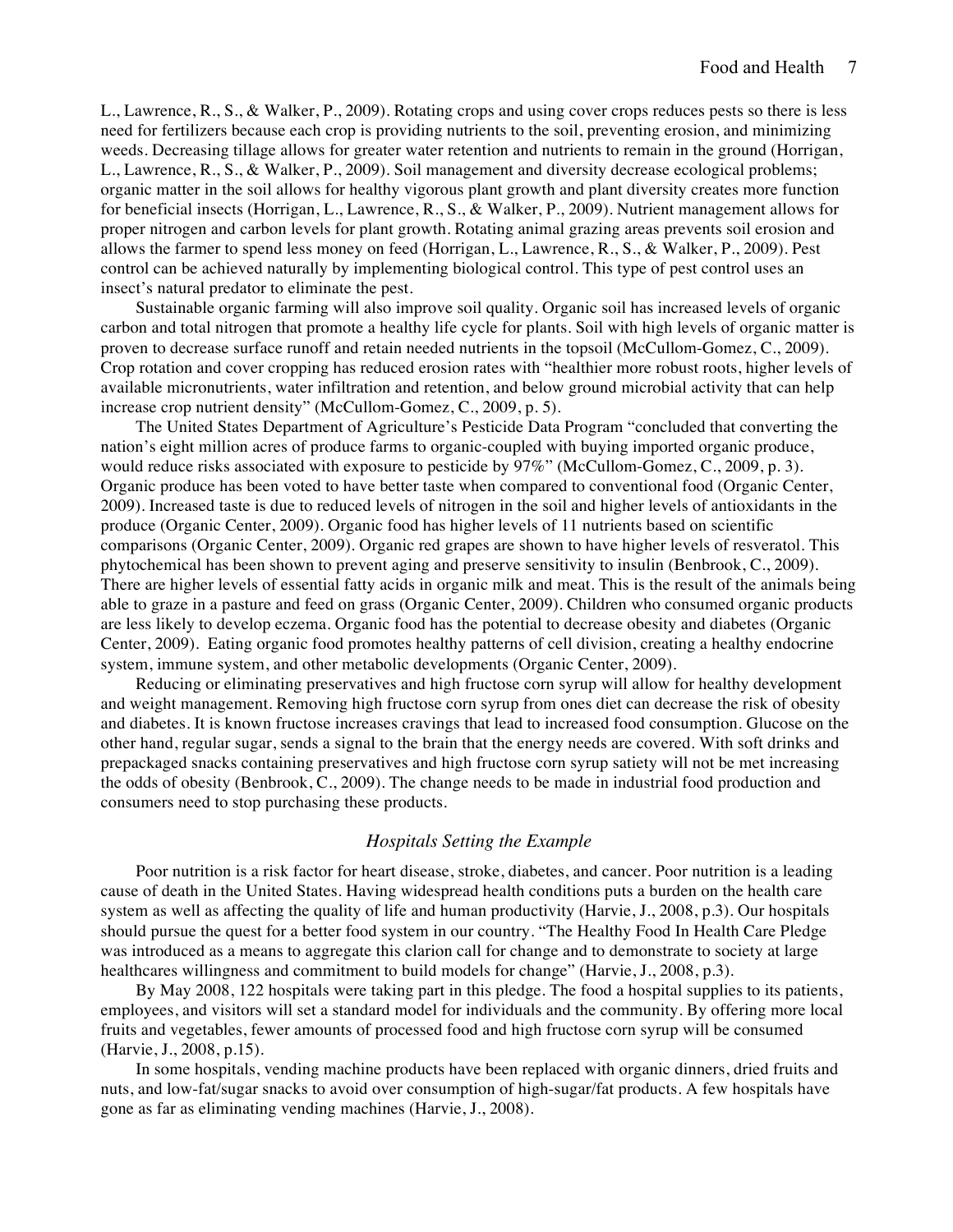L., Lawrence, R., S., & Walker, P., 2009). Rotating crops and using cover crops reduces pests so there is less need for fertilizers because each crop is providing nutrients to the soil, preventing erosion, and minimizing weeds. Decreasing tillage allows for greater water retention and nutrients to remain in the ground (Horrigan, L., Lawrence, R., S., & Walker, P., 2009). Soil management and diversity decrease ecological problems; organic matter in the soil allows for healthy vigorous plant growth and plant diversity creates more function for beneficial insects (Horrigan, L., Lawrence, R., S., & Walker, P., 2009). Nutrient management allows for proper nitrogen and carbon levels for plant growth. Rotating animal grazing areas prevents soil erosion and allows the farmer to spend less money on feed (Horrigan, L., Lawrence, R., S., & Walker, P., 2009). Pest control can be achieved naturally by implementing biological control. This type of pest control uses an insect's natural predator to eliminate the pest.

Sustainable organic farming will also improve soil quality. Organic soil has increased levels of organic carbon and total nitrogen that promote a healthy life cycle for plants. Soil with high levels of organic matter is proven to decrease surface runoff and retain needed nutrients in the topsoil (McCullom-Gomez, C., 2009). Crop rotation and cover cropping has reduced erosion rates with "healthier more robust roots, higher levels of available micronutrients, water infiltration and retention, and below ground microbial activity that can help increase crop nutrient density" (McCullom-Gomez, C., 2009, p. 5).

The United States Department of Agriculture's Pesticide Data Program "concluded that converting the nation's eight million acres of produce farms to organic-coupled with buying imported organic produce, would reduce risks associated with exposure to pesticide by 97%" (McCullom-Gomez, C., 2009, p. 3). Organic produce has been voted to have better taste when compared to conventional food (Organic Center, 2009). Increased taste is due to reduced levels of nitrogen in the soil and higher levels of antioxidants in the produce (Organic Center, 2009). Organic food has higher levels of 11 nutrients based on scientific comparisons (Organic Center, 2009). Organic red grapes are shown to have higher levels of resveratol. This phytochemical has been shown to prevent aging and preserve sensitivity to insulin (Benbrook, C., 2009). There are higher levels of essential fatty acids in organic milk and meat. This is the result of the animals being able to graze in a pasture and feed on grass (Organic Center, 2009). Children who consumed organic products are less likely to develop eczema. Organic food has the potential to decrease obesity and diabetes (Organic Center, 2009). Eating organic food promotes healthy patterns of cell division, creating a healthy endocrine system, immune system, and other metabolic developments (Organic Center, 2009).

Reducing or eliminating preservatives and high fructose corn syrup will allow for healthy development and weight management. Removing high fructose corn syrup from ones diet can decrease the risk of obesity and diabetes. It is known fructose increases cravings that lead to increased food consumption. Glucose on the other hand, regular sugar, sends a signal to the brain that the energy needs are covered. With soft drinks and prepackaged snacks containing preservatives and high fructose corn syrup satiety will not be met increasing the odds of obesity (Benbrook, C., 2009). The change needs to be made in industrial food production and consumers need to stop purchasing these products.

## *Hospitals Setting the Example*

Poor nutrition is a risk factor for heart disease, stroke, diabetes, and cancer. Poor nutrition is a leading cause of death in the United States. Having widespread health conditions puts a burden on the health care system as well as affecting the quality of life and human productivity (Harvie, J., 2008, p.3). Our hospitals should pursue the quest for a better food system in our country. "The Healthy Food In Health Care Pledge was introduced as a means to aggregate this clarion call for change and to demonstrate to society at large healthcares willingness and commitment to build models for change" (Harvie, J., 2008, p.3).

By May 2008, 122 hospitals were taking part in this pledge. The food a hospital supplies to its patients, employees, and visitors will set a standard model for individuals and the community. By offering more local fruits and vegetables, fewer amounts of processed food and high fructose corn syrup will be consumed (Harvie, J., 2008, p.15).

In some hospitals, vending machine products have been replaced with organic dinners, dried fruits and nuts, and low-fat/sugar snacks to avoid over consumption of high-sugar/fat products. A few hospitals have gone as far as eliminating vending machines (Harvie, J., 2008).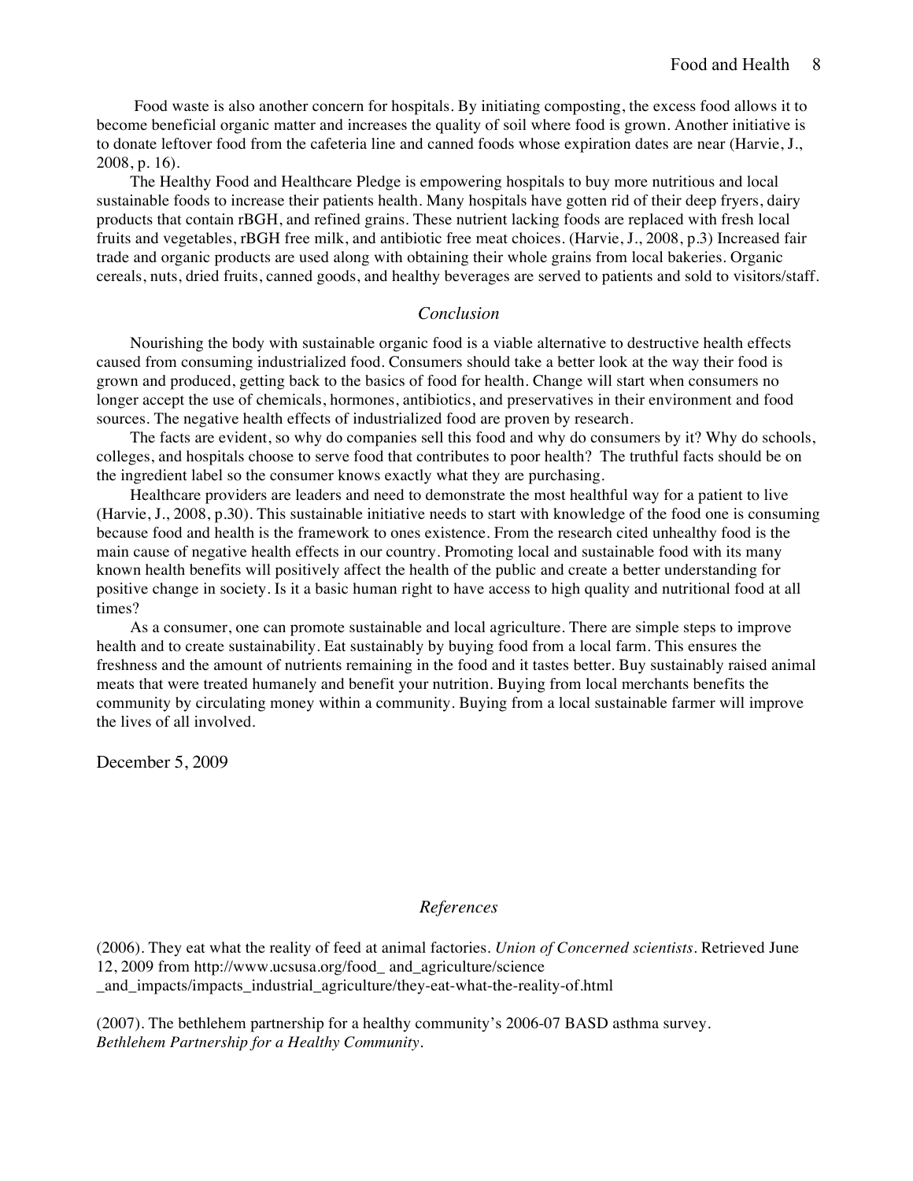Food waste is also another concern for hospitals. By initiating composting, the excess food allows it to become beneficial organic matter and increases the quality of soil where food is grown. Another initiative is to donate leftover food from the cafeteria line and canned foods whose expiration dates are near (Harvie, J., 2008, p. 16).

The Healthy Food and Healthcare Pledge is empowering hospitals to buy more nutritious and local sustainable foods to increase their patients health. Many hospitals have gotten rid of their deep fryers, dairy products that contain rBGH, and refined grains. These nutrient lacking foods are replaced with fresh local fruits and vegetables, rBGH free milk, and antibiotic free meat choices. (Harvie, J., 2008, p.3) Increased fair trade and organic products are used along with obtaining their whole grains from local bakeries. Organic cereals, nuts, dried fruits, canned goods, and healthy beverages are served to patients and sold to visitors/staff.

## *Conclusion*

Nourishing the body with sustainable organic food is a viable alternative to destructive health effects caused from consuming industrialized food. Consumers should take a better look at the way their food is grown and produced, getting back to the basics of food for health. Change will start when consumers no longer accept the use of chemicals, hormones, antibiotics, and preservatives in their environment and food sources. The negative health effects of industrialized food are proven by research.

The facts are evident, so why do companies sell this food and why do consumers by it? Why do schools, colleges, and hospitals choose to serve food that contributes to poor health? The truthful facts should be on the ingredient label so the consumer knows exactly what they are purchasing.

Healthcare providers are leaders and need to demonstrate the most healthful way for a patient to live (Harvie, J., 2008, p.30). This sustainable initiative needs to start with knowledge of the food one is consuming because food and health is the framework to ones existence. From the research cited unhealthy food is the main cause of negative health effects in our country. Promoting local and sustainable food with its many known health benefits will positively affect the health of the public and create a better understanding for positive change in society. Is it a basic human right to have access to high quality and nutritional food at all times?

As a consumer, one can promote sustainable and local agriculture. There are simple steps to improve health and to create sustainability. Eat sustainably by buying food from a local farm. This ensures the freshness and the amount of nutrients remaining in the food and it tastes better. Buy sustainably raised animal meats that were treated humanely and benefit your nutrition. Buying from local merchants benefits the community by circulating money within a community. Buying from a local sustainable farmer will improve the lives of all involved.

December 5, 2009

## *References*

(2006). They eat what the reality of feed at animal factories. *Union of Concerned scientists*. Retrieved June 12, 2009 from http://www.ucsusa.org/food_ and_agriculture/science _and_impacts/impacts_industrial_agriculture/they-eat-what-the-reality-of.html

(2007). The bethlehem partnership for a healthy community's 2006-07 BASD asthma survey. *Bethlehem Partnership for a Healthy Community*.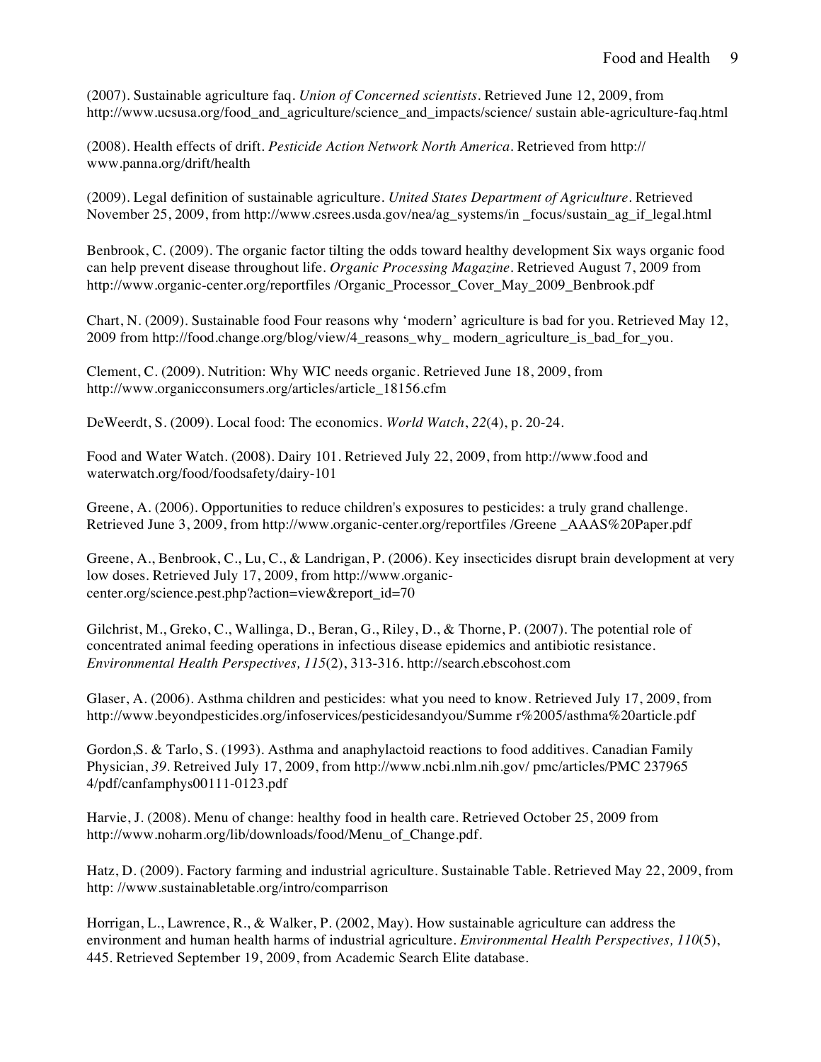(2007). Sustainable agriculture faq. *Union of Concerned scientists*. Retrieved June 12, 2009, from http://www.ucsusa.org/food_and_agriculture/science_and_impacts/science/ sustain able-agriculture-faq.html

(2008). Health effects of drift. *Pesticide Action Network North America*. Retrieved from http:// www.panna.org/drift/health

(2009). Legal definition of sustainable agriculture. *United States Department of Agriculture*. Retrieved November 25, 2009, from http://www.csrees.usda.gov/nea/ag_systems/in _focus/sustain_ag_if_legal.html

Benbrook, C. (2009). The organic factor tilting the odds toward healthy development Six ways organic food can help prevent disease throughout life. *Organic Processing Magazine*. Retrieved August 7, 2009 from http://www.organic-center.org/reportfiles /Organic_Processor_Cover_May_2009_Benbrook.pdf

Chart, N. (2009). Sustainable food Four reasons why 'modern' agriculture is bad for you. Retrieved May 12, 2009 from http://food.change.org/blog/view/4_reasons_why_ modern_agriculture_is_bad_for_you.

Clement, C. (2009). Nutrition: Why WIC needs organic. Retrieved June 18, 2009, from http://www.organicconsumers.org/articles/article_18156.cfm

DeWeerdt, S. (2009). Local food: The economics. *World Watch*, *22*(4), p. 20-24.

Food and Water Watch. (2008). Dairy 101. Retrieved July 22, 2009, from http://www.food and waterwatch.org/food/foodsafety/dairy-101

Greene, A. (2006). Opportunities to reduce children's exposures to pesticides: a truly grand challenge. Retrieved June 3, 2009, from http://www.organic-center.org/reportfiles /Greene _AAAS%20Paper.pdf

Greene, A., Benbrook, C., Lu, C., & Landrigan, P. (2006). Key insecticides disrupt brain development at very low doses. Retrieved July 17, 2009, from http://www.organic-center.org/science.pest.php?action=view&report_id=70

Gilchrist, M., Greko, C., Wallinga, D., Beran, G., Riley, D., & Thorne, P. (2007). The potential role of concentrated animal feeding operations in infectious disease epidemics and antibiotic resistance. *Environmental Health Perspectives, 115*(2), 313-316. http://search.ebscohost.com

Glaser, A. (2006). Asthma children and pesticides: what you need to know. Retrieved July 17, 2009, from http://www.beyondpesticides.org/infoservices/pesticidesandyou/Summe r%2005/asthma%20article.pdf

Gordon,S. & Tarlo, S. (1993). Asthma and anaphylactoid reactions to food additives. Canadian Family Physician, *39*. Retreived July 17, 2009, from http://www.ncbi.nlm.nih.gov/ pmc/articles/PMC 237965 4/pdf/canfamphys00111-0123.pdf

Harvie, J. (2008). Menu of change: healthy food in health care. Retrieved October 25, 2009 from http://www.noharm.org/lib/downloads/food/Menu_of_Change.pdf.

Hatz, D. (2009). Factory farming and industrial agriculture. Sustainable Table. Retrieved May 22, 2009, from http: //www.sustainabletable.org/intro/comparrison

Horrigan, L., Lawrence, R., & Walker, P. (2002, May). How sustainable agriculture can address the environment and human health harms of industrial agriculture. *Environmental Health Perspectives, 110*(5), 445. Retrieved September 19, 2009, from Academic Search Elite database.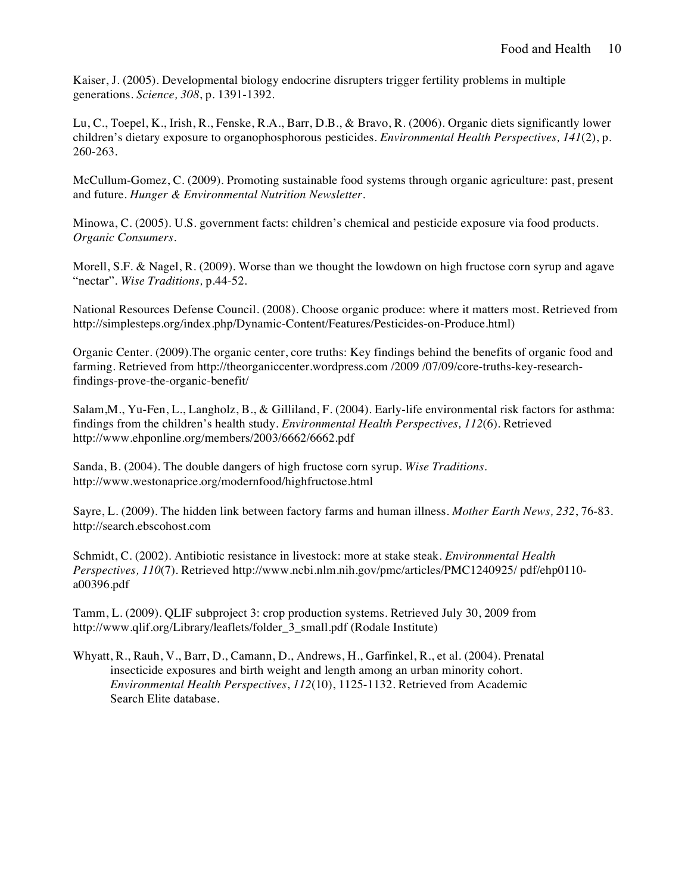Kaiser, J. (2005). Developmental biology endocrine disrupters trigger fertility problems in multiple generations. *Science, 308*, p. 1391-1392.

Lu, C., Toepel, K., Irish, R., Fenske, R.A., Barr, D.B., & Bravo, R. (2006). Organic diets significantly lower children's dietary exposure to organophosphorous pesticides. *Environmental Health Perspectives, 141*(2), p. 260-263.

McCullum-Gomez, C. (2009). Promoting sustainable food systems through organic agriculture: past, present and future. *Hunger & Environmental Nutrition Newsletter*.

Minowa, C. (2005). U.S. government facts: children's chemical and pesticide exposure via food products. *Organic Consumers*.

Morell, S.F. & Nagel, R. (2009). Worse than we thought the lowdown on high fructose corn syrup and agave "nectar". *Wise Traditions,* p.44-52.

National Resources Defense Council. (2008). Choose organic produce: where it matters most. Retrieved from http://simplesteps.org/index.php/Dynamic-Content/Features/Pesticides-on-Produce.html)

Organic Center. (2009).The organic center, core truths: Key findings behind the benefits of organic food and farming. Retrieved from http://theorganiccenter.wordpress.com /2009 /07/09/core-truths-key-research-findings-prove-the-organic-benefit/

Salam,M., Yu-Fen, L., Langholz, B., & Gilliland, F. (2004). Early-life environmental risk factors for asthma: findings from the children's health study. *Environmental Health Perspectives, 112*(6). Retrieved http://www.ehponline.org/members/2003/6662/6662.pdf

Sanda, B. (2004). The double dangers of high fructose corn syrup. *Wise Traditions*. http://www.westonaprice.org/modernfood/highfructose.html

Sayre, L. (2009). The hidden link between factory farms and human illness. *Mother Earth News, 232*, 76-83. http://search.ebscohost.com

Schmidt, C. (2002). Antibiotic resistance in livestock: more at stake steak. *Environmental Health Perspectives, 110*(7). Retrieved http://www.ncbi.nlm.nih.gov/pmc/articles/PMC1240925/ pdf/ehp0110-a00396.pdf

Tamm, L. (2009). QLIF subproject 3: crop production systems. Retrieved July 30, 2009 from http://www.qlif.org/Library/leaflets/folder_3_small.pdf (Rodale Institute)

Whyatt, R., Rauh, V., Barr, D., Camann, D., Andrews, H., Garfinkel, R., et al. (2004). Prenatal insecticide exposures and birth weight and length among an urban minority cohort. *Environmental Health Perspectives*, *112*(10), 1125-1132. Retrieved from Academic Search Elite database.